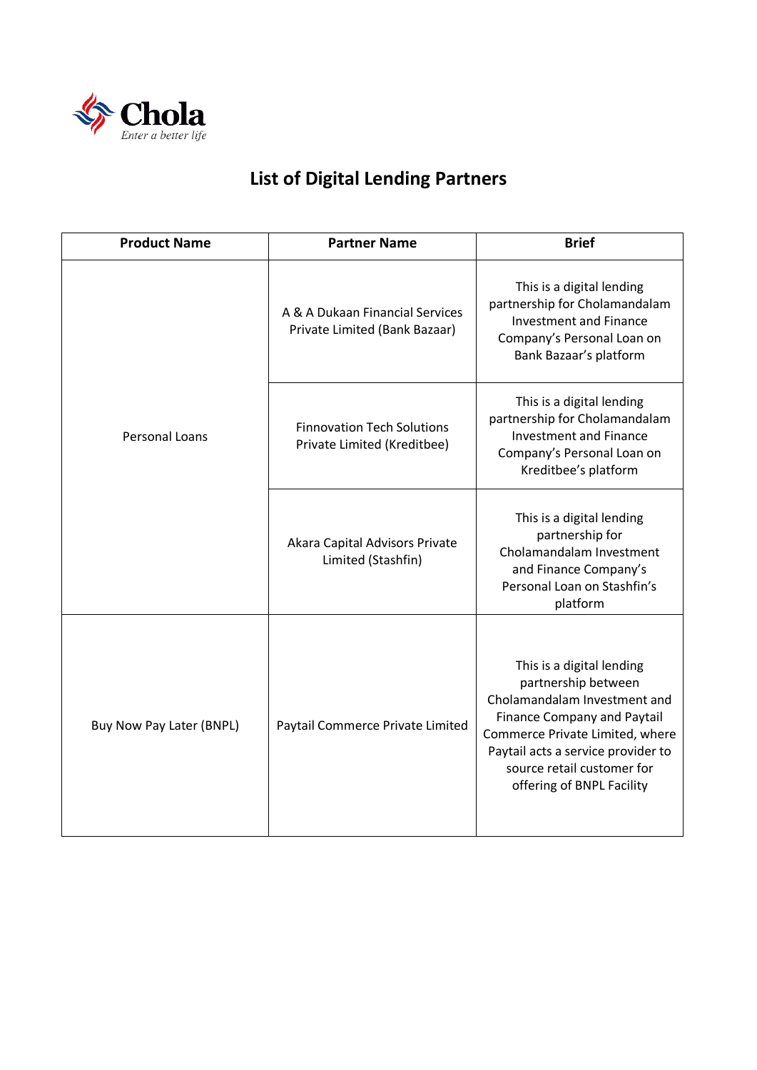Chola
*Enter a better life*

# List of Digital Lending Partners

| Product Name | Partner Name | Brief |
| --- | --- | --- |
| Personal Loans | A & A Dukaan Financial Services Private Limited (Bank Bazaar) | This is a digital lending partnership for Cholamandalam Investment and Finance Company's Personal Loan on Bank Bazaar's platform |
| | Finnovation Tech Solutions Private Limited (Kreditbee) | This is a digital lending partnership for Cholamandalam Investment and Finance Company's Personal Loan on Kreditbee's platform |
| | Akara Capital Advisors Private Limited (Stashfin) | This is a digital lending partnership for Cholamandalam Investment and Finance Company's Personal Loan on Stashfin's platform |
| Buy Now Pay Later (BNPL) | Paytail Commerce Private Limited | This is a digital lending partnership between Cholamandalam Investment and Finance Company and Paytail Commerce Private Limited, where Paytail acts a service provider to source retail customer for offering of BNPL Facility |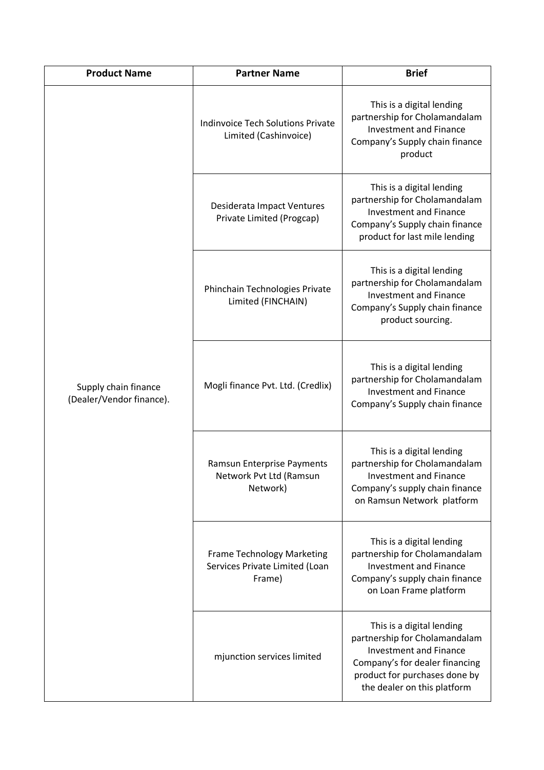| Product Name | Partner Name | Brief |
|---|---|---|
| Supply chain finance (Dealer/Vendor finance). | Indinvoice Tech Solutions Private Limited (Cashinvoice) | This is a digital lending partnership for Cholamandalam Investment and Finance Company's Supply chain finance product |
| | Desiderata Impact Ventures Private Limited (Progcap) | This is a digital lending partnership for Cholamandalam Investment and Finance Company's Supply chain finance product for last mile lending |
| | Phinchain Technologies Private Limited (FINCHAIN) | This is a digital lending partnership for Cholamandalam Investment and Finance Company's Supply chain finance product sourcing. |
| | Mogli finance Pvt. Ltd. (Credlix) | This is a digital lending partnership for Cholamandalam Investment and Finance Company's Supply chain finance |
| | Ramsun Enterprise Payments Network Pvt Ltd (Ramsun Network) | This is a digital lending partnership for Cholamandalam Investment and Finance Company's supply chain finance on Ramsun Network platform |
| | Frame Technology Marketing Services Private Limited (Loan Frame) | This is a digital lending partnership for Cholamandalam Investment and Finance Company's supply chain finance on Loan Frame platform |
| | mjunction services limited | This is a digital lending partnership for Cholamandalam Investment and Finance Company's for dealer financing product for purchases done by the dealer on this platform |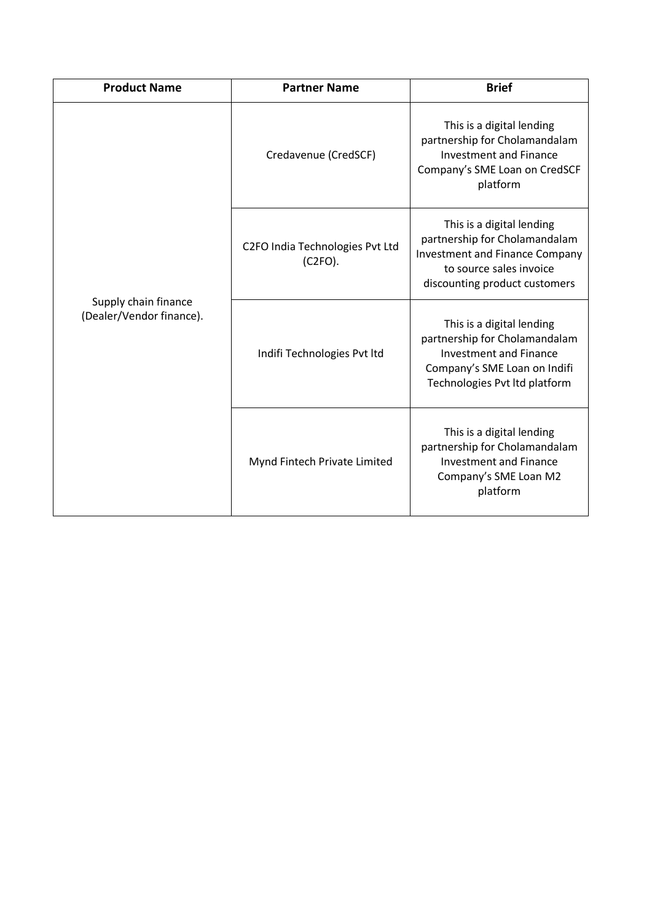| Product Name | Partner Name | Brief |
| --- | --- | --- |
| Supply chain finance (Dealer/Vendor finance). | Credavenue (CredSCF) | This is a digital lending partnership for Cholamandalam Investment and Finance Company's SME Loan on CredSCF platform |
| | C2FO India Technologies Pvt Ltd (C2FO). | This is a digital lending partnership for Cholamandalam Investment and Finance Company to source sales invoice discounting product customers |
| | Indifi Technologies Pvt ltd | This is a digital lending partnership for Cholamandalam Investment and Finance Company's SME Loan on Indifi Technologies Pvt ltd platform |
| | Mynd Fintech Private Limited | This is a digital lending partnership for Cholamandalam Investment and Finance Company's SME Loan M2 platform |